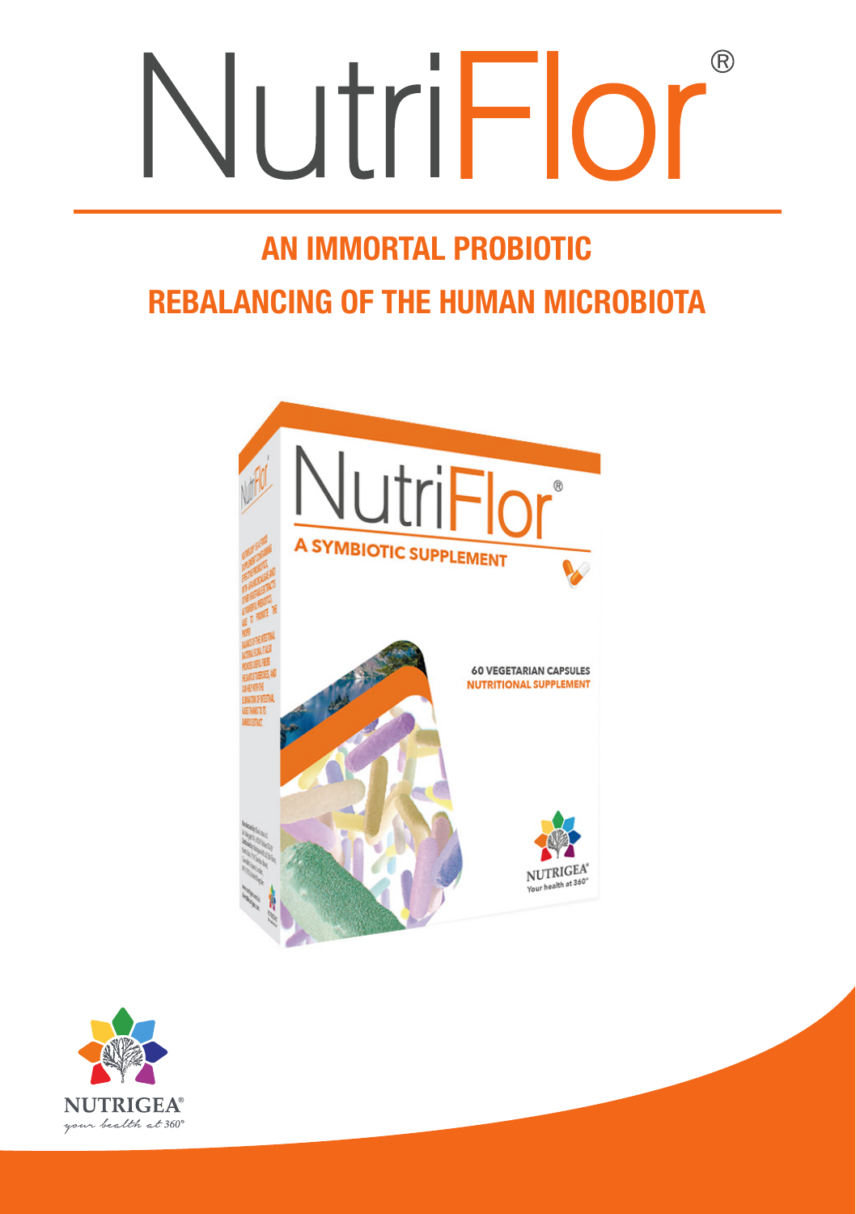# NutriFlor®

## AN IMMORTAL PROBIOTIC
## REBALANCING OF THE HUMAN MICROBIOTA

NutriFlor®

A SYMBIOTIC SUPPLEMENT

60 VEGETARIAN CAPSULES
NUTRITIONAL SUPPLEMENT

NUTRIGEA®
Your health at 360°

NUTRIGEA®
*your health at 360°*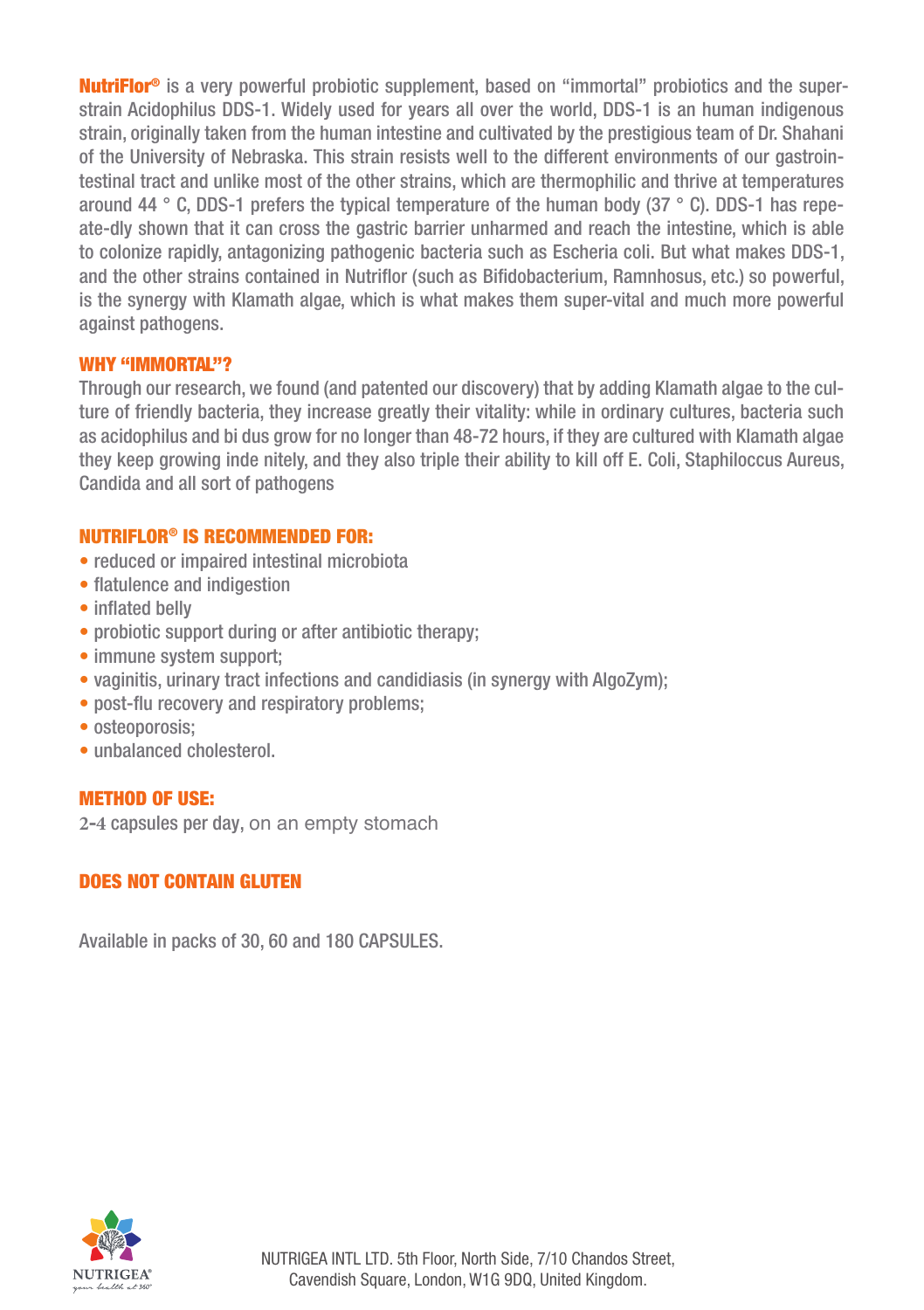**NutriFlor®** is a very powerful probiotic supplement, based on "immortal" probiotics and the super-strain Acidophilus DDS-1. Widely used for years all over the world, DDS-1 is an human indigenous strain, originally taken from the human intestine and cultivated by the prestigious team of Dr. Shahani of the University of Nebraska. This strain resists well to the different environments of our gastrointestinal tract and unlike most of the other strains, which are thermophilic and thrive at temperatures around 44 ° C, DDS-1 prefers the typical temperature of the human body (37 ° C). DDS-1 has repeate-dly shown that it can cross the gastric barrier unharmed and reach the intestine, which is able to colonize rapidly, antagonizing pathogenic bacteria such as Escheria coli. But what makes DDS-1, and the other strains contained in Nutriflor (such as Bifidobacterium, Ramnhosus, etc.) so powerful, is the synergy with Klamath algae, which is what makes them super-vital and much more powerful against pathogens.

### WHY "IMMORTAL"?

Through our research, we found (and patented our discovery) that by adding Klamath algae to the culture of friendly bacteria, they increase greatly their vitality: while in ordinary cultures, bacteria such as acidophilus and bi dus grow for no longer than 48-72 hours, if they are cultured with Klamath algae they keep growing inde nitely, and they also triple their ability to kill off E. Coli, Staphiloccus Aureus, Candida and all sort of pathogens

### NUTRIFLOR® IS RECOMMENDED FOR:

- reduced or impaired intestinal microbiota
- flatulence and indigestion
- inflated belly
- probiotic support during or after antibiotic therapy;
- immune system support;
- vaginitis, urinary tract infections and candidiasis (in synergy with AlgoZym);
- post-flu recovery and respiratory problems;
- osteoporosis;
- unbalanced cholesterol.

### METHOD OF USE:

2-4 capsules per day, on an empty stomach

### DOES NOT CONTAIN GLUTEN

Available in packs of 30, 60 and 180 CAPSULES.

NUTRIGEA®
your health at 360°

NUTRIGEA INTL LTD. 5th Floor, North Side, 7/10 Chandos Street,
Cavendish Square, London, W1G 9DQ, United Kingdom.